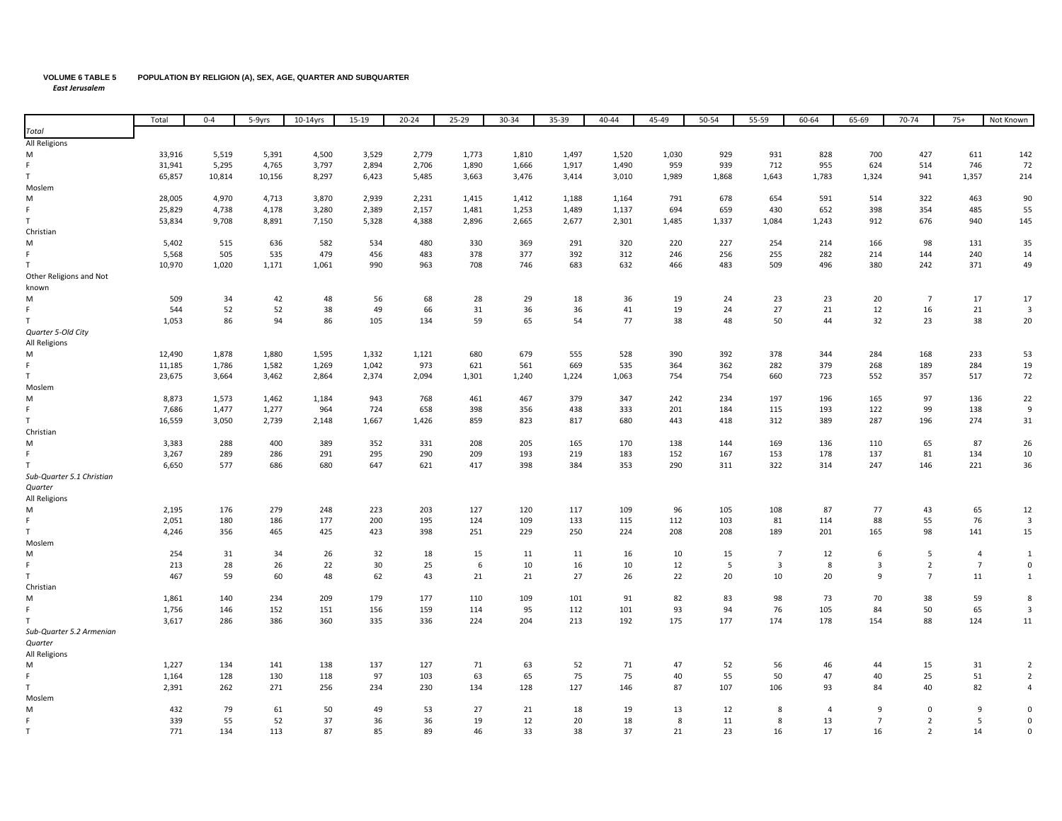**VOLUME 6 TABLE 5** **POPULATION BY RELIGION (A), SEX, AGE, QUARTER AND SUBQUARTER**

***East Jerusalem***

| | Total | 0-4 | 5-9yrs | 10-14yrs | 15-19 | 20-24 | 25-29 | 30-34 | 35-39 | 40-44 | 45-49 | 50-54 | 55-59 | 60-64 | 65-69 | 70-74 | 75+ | Not Known |
|---|---|---|---|---|---|---|---|---|---|---|---|---|---|---|---|---|---|---|
| *Total* | | | | | | | | | | | | | | | | | | |
| All Religions | | | | | | | | | | | | | | | | | | |
| M | 33,916 | 5,519 | 5,391 | 4,500 | 3,529 | 2,779 | 1,773 | 1,810 | 1,497 | 1,520 | 1,030 | 929 | 931 | 828 | 700 | 427 | 611 | 142 |
| F | 31,941 | 5,295 | 4,765 | 3,797 | 2,894 | 2,706 | 1,890 | 1,666 | 1,917 | 1,490 | 959 | 939 | 712 | 955 | 624 | 514 | 746 | 72 |
| T | 65,857 | 10,814 | 10,156 | 8,297 | 6,423 | 5,485 | 3,663 | 3,476 | 3,414 | 3,010 | 1,989 | 1,868 | 1,643 | 1,783 | 1,324 | 941 | 1,357 | 214 |
| Moslem | | | | | | | | | | | | | | | | | | |
| M | 28,005 | 4,970 | 4,713 | 3,870 | 2,939 | 2,231 | 1,415 | 1,412 | 1,188 | 1,164 | 791 | 678 | 654 | 591 | 514 | 322 | 463 | 90 |
| F | 25,829 | 4,738 | 4,178 | 3,280 | 2,389 | 2,157 | 1,481 | 1,253 | 1,489 | 1,137 | 694 | 659 | 430 | 652 | 398 | 354 | 485 | 55 |
| T | 53,834 | 9,708 | 8,891 | 7,150 | 5,328 | 4,388 | 2,896 | 2,665 | 2,677 | 2,301 | 1,485 | 1,337 | 1,084 | 1,243 | 912 | 676 | 940 | 145 |
| Christian | | | | | | | | | | | | | | | | | | |
| M | 5,402 | 515 | 636 | 582 | 534 | 480 | 330 | 369 | 291 | 320 | 220 | 227 | 254 | 214 | 166 | 98 | 131 | 35 |
| F | 5,568 | 505 | 535 | 479 | 456 | 483 | 378 | 377 | 392 | 312 | 246 | 256 | 255 | 282 | 214 | 144 | 240 | 14 |
| T | 10,970 | 1,020 | 1,171 | 1,061 | 990 | 963 | 708 | 746 | 683 | 632 | 466 | 483 | 509 | 496 | 380 | 242 | 371 | 49 |
| Other Religions and Not known | | | | | | | | | | | | | | | | | | |
| M | 509 | 34 | 42 | 48 | 56 | 68 | 28 | 29 | 18 | 36 | 19 | 24 | 23 | 23 | 20 | 7 | 17 | 17 |
| F | 544 | 52 | 52 | 38 | 49 | 66 | 31 | 36 | 36 | 41 | 19 | 24 | 27 | 21 | 12 | 16 | 21 | 3 |
| T | 1,053 | 86 | 94 | 86 | 105 | 134 | 59 | 65 | 54 | 77 | 38 | 48 | 50 | 44 | 32 | 23 | 38 | 20 |
| *Quarter 5-Old City* | | | | | | | | | | | | | | | | | | |
| All Religions | | | | | | | | | | | | | | | | | | |
| M | 12,490 | 1,878 | 1,880 | 1,595 | 1,332 | 1,121 | 680 | 679 | 555 | 528 | 390 | 392 | 378 | 344 | 284 | 168 | 233 | 53 |
| F | 11,185 | 1,786 | 1,582 | 1,269 | 1,042 | 973 | 621 | 561 | 669 | 535 | 364 | 362 | 282 | 379 | 268 | 189 | 284 | 19 |
| T | 23,675 | 3,664 | 3,462 | 2,864 | 2,374 | 2,094 | 1,301 | 1,240 | 1,224 | 1,063 | 754 | 754 | 660 | 723 | 552 | 357 | 517 | 72 |
| Moslem | | | | | | | | | | | | | | | | | | |
| M | 8,873 | 1,573 | 1,462 | 1,184 | 943 | 768 | 461 | 467 | 379 | 347 | 242 | 234 | 197 | 196 | 165 | 97 | 136 | 22 |
| F | 7,686 | 1,477 | 1,277 | 964 | 724 | 658 | 398 | 356 | 438 | 333 | 201 | 184 | 115 | 193 | 122 | 99 | 138 | 9 |
| T | 16,559 | 3,050 | 2,739 | 2,148 | 1,667 | 1,426 | 859 | 823 | 817 | 680 | 443 | 418 | 312 | 389 | 287 | 196 | 274 | 31 |
| Christian | | | | | | | | | | | | | | | | | | |
| M | 3,383 | 288 | 400 | 389 | 352 | 331 | 208 | 205 | 165 | 170 | 138 | 144 | 169 | 136 | 110 | 65 | 87 | 26 |
| F | 3,267 | 289 | 286 | 291 | 295 | 290 | 209 | 193 | 219 | 183 | 152 | 167 | 153 | 178 | 137 | 81 | 134 | 10 |
| T | 6,650 | 577 | 686 | 680 | 647 | 621 | 417 | 398 | 384 | 353 | 290 | 311 | 322 | 314 | 247 | 146 | 221 | 36 |
| *Sub-Quarter 5.1 Christian Quarter* | | | | | | | | | | | | | | | | | | |
| All Religions | | | | | | | | | | | | | | | | | | |
| M | 2,195 | 176 | 279 | 248 | 223 | 203 | 127 | 120 | 117 | 109 | 96 | 105 | 108 | 87 | 77 | 43 | 65 | 12 |
| F | 2,051 | 180 | 186 | 177 | 200 | 195 | 124 | 109 | 133 | 115 | 112 | 103 | 81 | 114 | 88 | 55 | 76 | 3 |
| T | 4,246 | 356 | 465 | 425 | 423 | 398 | 251 | 229 | 250 | 224 | 208 | 208 | 189 | 201 | 165 | 98 | 141 | 15 |
| Moslem | | | | | | | | | | | | | | | | | | |
| M | 254 | 31 | 34 | 26 | 32 | 18 | 15 | 11 | 11 | 16 | 10 | 15 | 7 | 12 | 6 | 5 | 4 | 1 |
| F | 213 | 28 | 26 | 22 | 30 | 25 | 6 | 10 | 16 | 10 | 12 | 5 | 3 | 8 | 3 | 2 | 7 | 0 |
| T | 467 | 59 | 60 | 48 | 62 | 43 | 21 | 21 | 27 | 26 | 22 | 20 | 10 | 20 | 9 | 7 | 11 | 1 |
| Christian | | | | | | | | | | | | | | | | | | |
| M | 1,861 | 140 | 234 | 209 | 179 | 177 | 110 | 109 | 101 | 91 | 82 | 83 | 98 | 73 | 70 | 38 | 59 | 8 |
| F | 1,756 | 146 | 152 | 151 | 156 | 159 | 114 | 95 | 112 | 101 | 93 | 94 | 76 | 105 | 84 | 50 | 65 | 3 |
| T | 3,617 | 286 | 386 | 360 | 335 | 336 | 224 | 204 | 213 | 192 | 175 | 177 | 174 | 178 | 154 | 88 | 124 | 11 |
| *Sub-Quarter 5.2 Armenian Quarter* | | | | | | | | | | | | | | | | | | |
| All Religions | | | | | | | | | | | | | | | | | | |
| M | 1,227 | 134 | 141 | 138 | 137 | 127 | 71 | 63 | 52 | 71 | 47 | 52 | 56 | 46 | 44 | 15 | 31 | 2 |
| F | 1,164 | 128 | 130 | 118 | 97 | 103 | 63 | 65 | 75 | 75 | 40 | 55 | 50 | 47 | 40 | 25 | 51 | 2 |
| T | 2,391 | 262 | 271 | 256 | 234 | 230 | 134 | 128 | 127 | 146 | 87 | 107 | 106 | 93 | 84 | 40 | 82 | 4 |
| Moslem | | | | | | | | | | | | | | | | | | |
| M | 432 | 79 | 61 | 50 | 49 | 53 | 27 | 21 | 18 | 19 | 13 | 12 | 8 | 4 | 9 | 0 | 9 | 0 |
| F | 339 | 55 | 52 | 37 | 36 | 36 | 19 | 12 | 20 | 18 | 8 | 11 | 8 | 13 | 7 | 2 | 5 | 0 |
| T | 771 | 134 | 113 | 87 | 85 | 89 | 46 | 33 | 38 | 37 | 21 | 23 | 16 | 17 | 16 | 2 | 14 | 0 |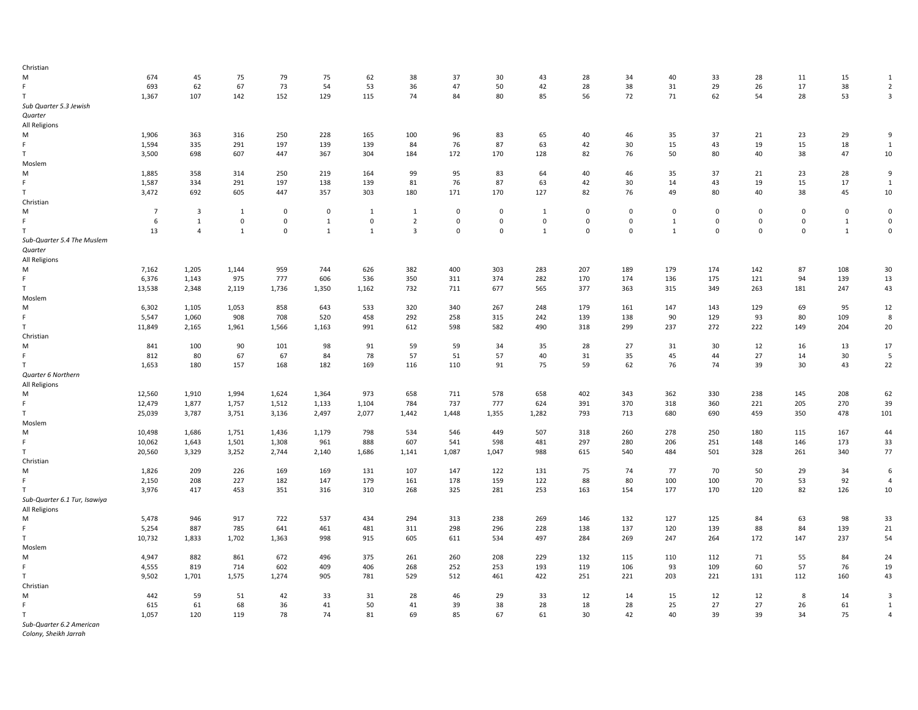| | | | | | | | | | | | | | | | | | | |
|---|---|---|---|---|---|---|---|---|---|---|---|---|---|---|---|---|---|---|
| Christian | | | | | | | | | | | | | | | | | | |
| M | 674 | 45 | 75 | 79 | 75 | 62 | 38 | 37 | 30 | 43 | 28 | 34 | 40 | 33 | 28 | 11 | 15 | 1 |
| F | 693 | 62 | 67 | 73 | 54 | 53 | 36 | 47 | 50 | 42 | 28 | 38 | 31 | 29 | 26 | 17 | 38 | 2 |
| T | 1,367 | 107 | 142 | 152 | 129 | 115 | 74 | 84 | 80 | 85 | 56 | 72 | 71 | 62 | 54 | 28 | 53 | 3 |
| *Sub Quarter 5.3 Jewish Quarter* | | | | | | | | | | | | | | | | | | |
| All Religions | | | | | | | | | | | | | | | | | | |
| M | 1,906 | 363 | 316 | 250 | 228 | 165 | 100 | 96 | 83 | 65 | 40 | 46 | 35 | 37 | 21 | 23 | 29 | 9 |
| F | 1,594 | 335 | 291 | 197 | 139 | 139 | 84 | 76 | 87 | 63 | 42 | 30 | 15 | 43 | 19 | 15 | 18 | 1 |
| T | 3,500 | 698 | 607 | 447 | 367 | 304 | 184 | 172 | 170 | 128 | 82 | 76 | 50 | 80 | 40 | 38 | 47 | 10 |
| Moslem | | | | | | | | | | | | | | | | | | |
| M | 1,885 | 358 | 314 | 250 | 219 | 164 | 99 | 95 | 83 | 64 | 40 | 46 | 35 | 37 | 21 | 23 | 28 | 9 |
| F | 1,587 | 334 | 291 | 197 | 138 | 139 | 81 | 76 | 87 | 63 | 42 | 30 | 14 | 43 | 19 | 15 | 17 | 1 |
| T | 3,472 | 692 | 605 | 447 | 357 | 303 | 180 | 171 | 170 | 127 | 82 | 76 | 49 | 80 | 40 | 38 | 45 | 10 |
| Christian | | | | | | | | | | | | | | | | | | |
| M | 7 | 3 | 1 | 0 | 0 | 1 | 1 | 0 | 0 | 1 | 0 | 0 | 0 | 0 | 0 | 0 | 0 | 0 |
| F | 6 | 1 | 0 | 0 | 1 | 0 | 2 | 0 | 0 | 0 | 0 | 0 | 1 | 0 | 0 | 0 | 1 | 0 |
| T | 13 | 4 | 1 | 0 | 1 | 1 | 3 | 0 | 0 | 1 | 0 | 0 | 1 | 0 | 0 | 0 | 1 | 0 |
| *Sub-Quarter 5.4 The Muslem Quarter* | | | | | | | | | | | | | | | | | | |
| All Religions | | | | | | | | | | | | | | | | | | |
| M | 7,162 | 1,205 | 1,144 | 959 | 744 | 626 | 382 | 400 | 303 | 283 | 207 | 189 | 179 | 174 | 142 | 87 | 108 | 30 |
| F | 6,376 | 1,143 | 975 | 777 | 606 | 536 | 350 | 311 | 374 | 282 | 170 | 174 | 136 | 175 | 121 | 94 | 139 | 13 |
| T | 13,538 | 2,348 | 2,119 | 1,736 | 1,350 | 1,162 | 732 | 711 | 677 | 565 | 377 | 363 | 315 | 349 | 263 | 181 | 247 | 43 |
| Moslem | | | | | | | | | | | | | | | | | | |
| M | 6,302 | 1,105 | 1,053 | 858 | 643 | 533 | 320 | 340 | 267 | 248 | 179 | 161 | 147 | 143 | 129 | 69 | 95 | 12 |
| F | 5,547 | 1,060 | 908 | 708 | 520 | 458 | 292 | 258 | 315 | 242 | 139 | 138 | 90 | 129 | 93 | 80 | 109 | 8 |
| T | 11,849 | 2,165 | 1,961 | 1,566 | 1,163 | 991 | 612 | 598 | 582 | 490 | 318 | 299 | 237 | 272 | 222 | 149 | 204 | 20 |
| Christian | | | | | | | | | | | | | | | | | | |
| M | 841 | 100 | 90 | 101 | 98 | 91 | 59 | 59 | 34 | 35 | 28 | 27 | 31 | 30 | 12 | 16 | 13 | 17 |
| F | 812 | 80 | 67 | 67 | 84 | 78 | 57 | 51 | 57 | 40 | 31 | 35 | 45 | 44 | 27 | 14 | 30 | 5 |
| T | 1,653 | 180 | 157 | 168 | 182 | 169 | 116 | 110 | 91 | 75 | 59 | 62 | 76 | 74 | 39 | 30 | 43 | 22 |
| *Quarter 6 Northern* | | | | | | | | | | | | | | | | | | |
| All Religions | | | | | | | | | | | | | | | | | | |
| M | 12,560 | 1,910 | 1,994 | 1,624 | 1,364 | 973 | 658 | 711 | 578 | 658 | 402 | 343 | 362 | 330 | 238 | 145 | 208 | 62 |
| F | 12,479 | 1,877 | 1,757 | 1,512 | 1,133 | 1,104 | 784 | 737 | 777 | 624 | 391 | 370 | 318 | 360 | 221 | 205 | 270 | 39 |
| T | 25,039 | 3,787 | 3,751 | 3,136 | 2,497 | 2,077 | 1,442 | 1,448 | 1,355 | 1,282 | 793 | 713 | 680 | 690 | 459 | 350 | 478 | 101 |
| Moslem | | | | | | | | | | | | | | | | | | |
| M | 10,498 | 1,686 | 1,751 | 1,436 | 1,179 | 798 | 534 | 546 | 449 | 507 | 318 | 260 | 278 | 250 | 180 | 115 | 167 | 44 |
| F | 10,062 | 1,643 | 1,501 | 1,308 | 961 | 888 | 607 | 541 | 598 | 481 | 297 | 280 | 206 | 251 | 148 | 146 | 173 | 33 |
| T | 20,560 | 3,329 | 3,252 | 2,744 | 2,140 | 1,686 | 1,141 | 1,087 | 1,047 | 988 | 615 | 540 | 484 | 501 | 328 | 261 | 340 | 77 |
| Christian | | | | | | | | | | | | | | | | | | |
| M | 1,826 | 209 | 226 | 169 | 169 | 131 | 107 | 147 | 122 | 131 | 75 | 74 | 77 | 70 | 50 | 29 | 34 | 6 |
| F | 2,150 | 208 | 227 | 182 | 147 | 179 | 161 | 178 | 159 | 122 | 88 | 80 | 100 | 100 | 70 | 53 | 92 | 4 |
| T | 3,976 | 417 | 453 | 351 | 316 | 310 | 268 | 325 | 281 | 253 | 163 | 154 | 177 | 170 | 120 | 82 | 126 | 10 |
| *Sub-Quarter 6.1 Tur, Isawiya* | | | | | | | | | | | | | | | | | | |
| All Religions | | | | | | | | | | | | | | | | | | |
| M | 5,478 | 946 | 917 | 722 | 537 | 434 | 294 | 313 | 238 | 269 | 146 | 132 | 127 | 125 | 84 | 63 | 98 | 33 |
| F | 5,254 | 887 | 785 | 641 | 461 | 481 | 311 | 298 | 296 | 228 | 138 | 137 | 120 | 139 | 88 | 84 | 139 | 21 |
| T | 10,732 | 1,833 | 1,702 | 1,363 | 998 | 915 | 605 | 611 | 534 | 497 | 284 | 269 | 247 | 264 | 172 | 147 | 237 | 54 |
| Moslem | | | | | | | | | | | | | | | | | | |
| M | 4,947 | 882 | 861 | 672 | 496 | 375 | 261 | 260 | 208 | 229 | 132 | 115 | 110 | 112 | 71 | 55 | 84 | 24 |
| F | 4,555 | 819 | 714 | 602 | 409 | 406 | 268 | 252 | 253 | 193 | 119 | 106 | 93 | 109 | 60 | 57 | 76 | 19 |
| T | 9,502 | 1,701 | 1,575 | 1,274 | 905 | 781 | 529 | 512 | 461 | 422 | 251 | 221 | 203 | 221 | 131 | 112 | 160 | 43 |
| Christian | | | | | | | | | | | | | | | | | | |
| M | 442 | 59 | 51 | 42 | 33 | 31 | 28 | 46 | 29 | 33 | 12 | 14 | 15 | 12 | 12 | 8 | 14 | 3 |
| F | 615 | 61 | 68 | 36 | 41 | 50 | 41 | 39 | 38 | 28 | 18 | 28 | 25 | 27 | 27 | 26 | 61 | 1 |
| T | 1,057 | 120 | 119 | 78 | 74 | 81 | 69 | 85 | 67 | 61 | 30 | 42 | 40 | 39 | 39 | 34 | 75 | 4 |
| *Sub-Quarter 6.2 American Colony, Sheikh Jarrah* | | | | | | | | | | | | | | | | | | |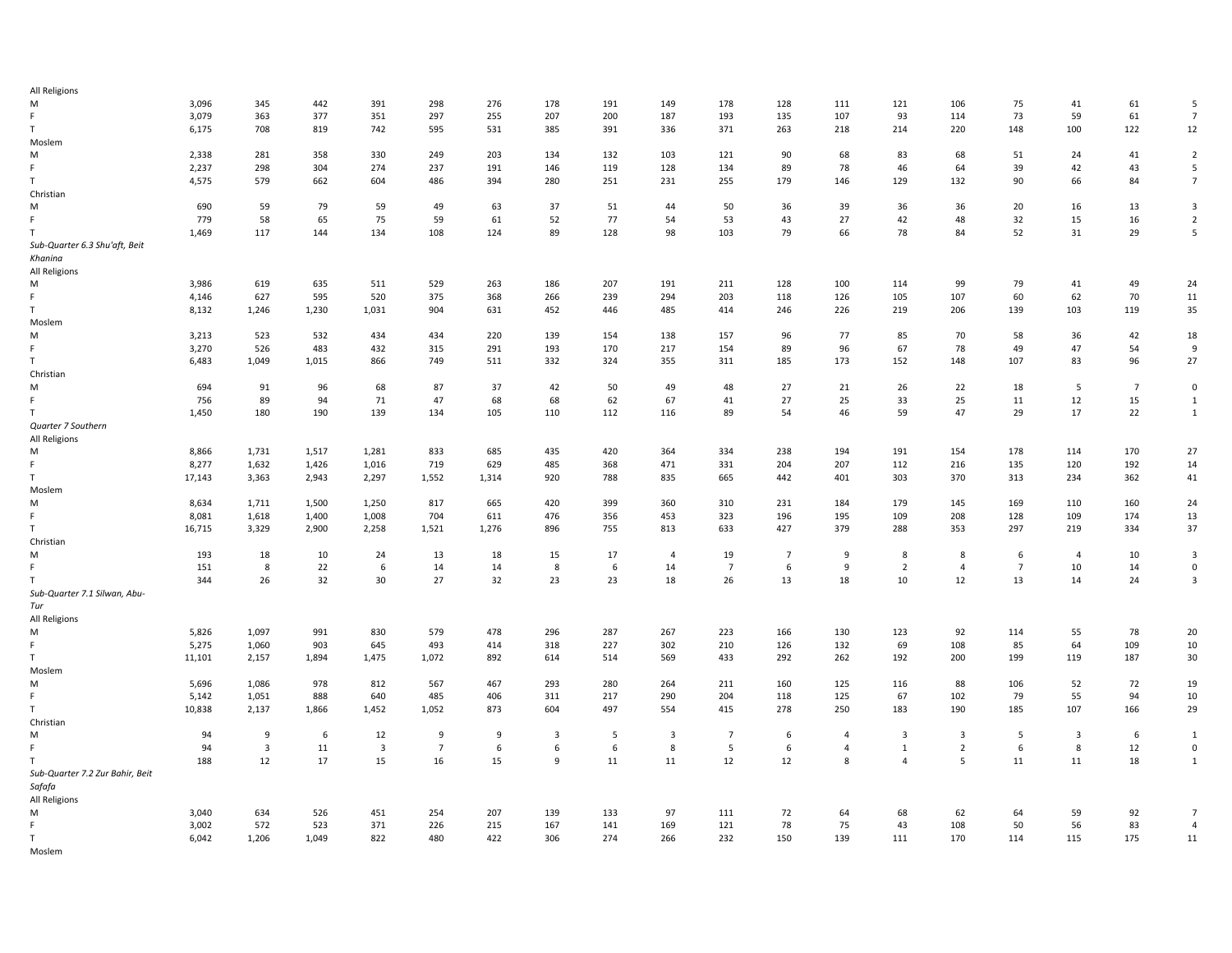| | | | | | | | | | | | | | | | | | | |
|---|---|---|---|---|---|---|---|---|---|---|---|---|---|---|---|---|---|---|
| All Religions | | | | | | | | | | | | | | | | | | |
| M | 3,096 | 345 | 442 | 391 | 298 | 276 | 178 | 191 | 149 | 178 | 128 | 111 | 121 | 106 | 75 | 41 | 61 | 5 |
| F | 3,079 | 363 | 377 | 351 | 297 | 255 | 207 | 200 | 187 | 193 | 135 | 107 | 93 | 114 | 73 | 59 | 61 | 7 |
| T | 6,175 | 708 | 819 | 742 | 595 | 531 | 385 | 391 | 336 | 371 | 263 | 218 | 214 | 220 | 148 | 100 | 122 | 12 |
| Moslem | | | | | | | | | | | | | | | | | | |
| M | 2,338 | 281 | 358 | 330 | 249 | 203 | 134 | 132 | 103 | 121 | 90 | 68 | 83 | 68 | 51 | 24 | 41 | 2 |
| F | 2,237 | 298 | 304 | 274 | 237 | 191 | 146 | 119 | 128 | 134 | 89 | 78 | 46 | 64 | 39 | 42 | 43 | 5 |
| T | 4,575 | 579 | 662 | 604 | 486 | 394 | 280 | 251 | 231 | 255 | 179 | 146 | 129 | 132 | 90 | 66 | 84 | 7 |
| Christian | | | | | | | | | | | | | | | | | | |
| M | 690 | 59 | 79 | 59 | 49 | 63 | 37 | 51 | 44 | 50 | 36 | 39 | 36 | 36 | 20 | 16 | 13 | 3 |
| F | 779 | 58 | 65 | 75 | 59 | 61 | 52 | 77 | 54 | 53 | 43 | 27 | 42 | 48 | 32 | 15 | 16 | 2 |
| T | 1,469 | 117 | 144 | 134 | 108 | 124 | 89 | 128 | 98 | 103 | 79 | 66 | 78 | 84 | 52 | 31 | 29 | 5 |
| *Sub-Quarter 6.3 Shu'aft, Beit Khanina* | | | | | | | | | | | | | | | | | | |
| All Religions | | | | | | | | | | | | | | | | | | |
| M | 3,986 | 619 | 635 | 511 | 529 | 263 | 186 | 207 | 191 | 211 | 128 | 100 | 114 | 99 | 79 | 41 | 49 | 24 |
| F | 4,146 | 627 | 595 | 520 | 375 | 368 | 266 | 239 | 294 | 203 | 118 | 126 | 105 | 107 | 60 | 62 | 70 | 11 |
| T | 8,132 | 1,246 | 1,230 | 1,031 | 904 | 631 | 452 | 446 | 485 | 414 | 246 | 226 | 219 | 206 | 139 | 103 | 119 | 35 |
| Moslem | | | | | | | | | | | | | | | | | | |
| M | 3,213 | 523 | 532 | 434 | 434 | 220 | 139 | 154 | 138 | 157 | 96 | 77 | 85 | 70 | 58 | 36 | 42 | 18 |
| F | 3,270 | 526 | 483 | 432 | 315 | 291 | 193 | 170 | 217 | 154 | 89 | 96 | 67 | 78 | 49 | 47 | 54 | 9 |
| T | 6,483 | 1,049 | 1,015 | 866 | 749 | 511 | 332 | 324 | 355 | 311 | 185 | 173 | 152 | 148 | 107 | 83 | 96 | 27 |
| Christian | | | | | | | | | | | | | | | | | | |
| M | 694 | 91 | 96 | 68 | 87 | 37 | 42 | 50 | 49 | 48 | 27 | 21 | 26 | 22 | 18 | 5 | 7 | 0 |
| F | 756 | 89 | 94 | 71 | 47 | 68 | 68 | 62 | 67 | 41 | 27 | 25 | 33 | 25 | 11 | 12 | 15 | 1 |
| T | 1,450 | 180 | 190 | 139 | 134 | 105 | 110 | 112 | 116 | 89 | 54 | 46 | 59 | 47 | 29 | 17 | 22 | 1 |
| *Quarter 7 Southern* | | | | | | | | | | | | | | | | | | |
| All Religions | | | | | | | | | | | | | | | | | | |
| M | 8,866 | 1,731 | 1,517 | 1,281 | 833 | 685 | 435 | 420 | 364 | 334 | 238 | 194 | 191 | 154 | 178 | 114 | 170 | 27 |
| F | 8,277 | 1,632 | 1,426 | 1,016 | 719 | 629 | 485 | 368 | 471 | 331 | 204 | 207 | 112 | 216 | 135 | 120 | 192 | 14 |
| T | 17,143 | 3,363 | 2,943 | 2,297 | 1,552 | 1,314 | 920 | 788 | 835 | 665 | 442 | 401 | 303 | 370 | 313 | 234 | 362 | 41 |
| Moslem | | | | | | | | | | | | | | | | | | |
| M | 8,634 | 1,711 | 1,500 | 1,250 | 817 | 665 | 420 | 399 | 360 | 310 | 231 | 184 | 179 | 145 | 169 | 110 | 160 | 24 |
| F | 8,081 | 1,618 | 1,400 | 1,008 | 704 | 611 | 476 | 356 | 453 | 323 | 196 | 195 | 109 | 208 | 128 | 109 | 174 | 13 |
| T | 16,715 | 3,329 | 2,900 | 2,258 | 1,521 | 1,276 | 896 | 755 | 813 | 633 | 427 | 379 | 288 | 353 | 297 | 219 | 334 | 37 |
| Christian | | | | | | | | | | | | | | | | | | |
| M | 193 | 18 | 10 | 24 | 13 | 18 | 15 | 17 | 4 | 19 | 7 | 9 | 8 | 8 | 6 | 4 | 10 | 3 |
| F | 151 | 8 | 22 | 6 | 14 | 14 | 8 | 6 | 14 | 7 | 6 | 9 | 2 | 4 | 7 | 10 | 14 | 0 |
| T | 344 | 26 | 32 | 30 | 27 | 32 | 23 | 23 | 18 | 26 | 13 | 18 | 10 | 12 | 13 | 14 | 24 | 3 |
| *Sub-Quarter 7.1 Silwan, Abu-Tur* | | | | | | | | | | | | | | | | | | |
| All Religions | | | | | | | | | | | | | | | | | | |
| M | 5,826 | 1,097 | 991 | 830 | 579 | 478 | 296 | 287 | 267 | 223 | 166 | 130 | 123 | 92 | 114 | 55 | 78 | 20 |
| F | 5,275 | 1,060 | 903 | 645 | 493 | 414 | 318 | 227 | 302 | 210 | 126 | 132 | 69 | 108 | 85 | 64 | 109 | 10 |
| T | 11,101 | 2,157 | 1,894 | 1,475 | 1,072 | 892 | 614 | 514 | 569 | 433 | 292 | 262 | 192 | 200 | 199 | 119 | 187 | 30 |
| Moslem | | | | | | | | | | | | | | | | | | |
| M | 5,696 | 1,086 | 978 | 812 | 567 | 467 | 293 | 280 | 264 | 211 | 160 | 125 | 116 | 88 | 106 | 52 | 72 | 19 |
| F | 5,142 | 1,051 | 888 | 640 | 485 | 406 | 311 | 217 | 290 | 204 | 118 | 125 | 67 | 102 | 79 | 55 | 94 | 10 |
| T | 10,838 | 2,137 | 1,866 | 1,452 | 1,052 | 873 | 604 | 497 | 554 | 415 | 278 | 250 | 183 | 190 | 185 | 107 | 166 | 29 |
| Christian | | | | | | | | | | | | | | | | | | |
| M | 94 | 9 | 6 | 12 | 9 | 9 | 3 | 5 | 3 | 7 | 6 | 4 | 3 | 3 | 5 | 3 | 6 | 1 |
| F | 94 | 3 | 11 | 3 | 7 | 6 | 6 | 6 | 8 | 5 | 6 | 4 | 1 | 2 | 6 | 8 | 12 | 0 |
| T | 188 | 12 | 17 | 15 | 16 | 15 | 9 | 11 | 11 | 12 | 12 | 8 | 4 | 5 | 11 | 11 | 18 | 1 |
| *Sub-Quarter 7.2 Zur Bahir, Beit Safafa* | | | | | | | | | | | | | | | | | | |
| All Religions | | | | | | | | | | | | | | | | | | |
| M | 3,040 | 634 | 526 | 451 | 254 | 207 | 139 | 133 | 97 | 111 | 72 | 64 | 68 | 62 | 64 | 59 | 92 | 7 |
| F | 3,002 | 572 | 523 | 371 | 226 | 215 | 167 | 141 | 169 | 121 | 78 | 75 | 43 | 108 | 50 | 56 | 83 | 4 |
| T | 6,042 | 1,206 | 1,049 | 822 | 480 | 422 | 306 | 274 | 266 | 232 | 150 | 139 | 111 | 170 | 114 | 115 | 175 | 11 |
| Moslem | | | | | | | | | | | | | | | | | | |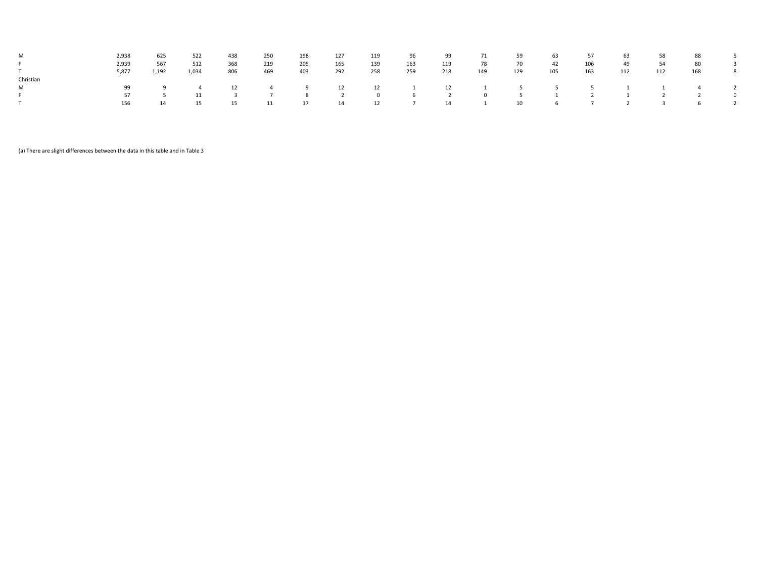| | | | | | | | | | | | | | | | | | | |
|---|---|---|---|---|---|---|---|---|---|---|---|---|---|---|---|---|---|---|
| M | 2,938 | 625 | 522 | 438 | 250 | 198 | 127 | 119 | 96 | 99 | 71 | 59 | 63 | 57 | 63 | 58 | 88 | 5 |
| F | 2,939 | 567 | 512 | 368 | 219 | 205 | 165 | 139 | 163 | 119 | 78 | 70 | 42 | 106 | 49 | 54 | 80 | 3 |
| T | 5,877 | 1,192 | 1,034 | 806 | 469 | 403 | 292 | 258 | 259 | 218 | 149 | 129 | 105 | 163 | 112 | 112 | 168 | 8 |
| Christian | | | | | | | | | | | | | | | | | | |
| M | 99 | 9 | 4 | 12 | 4 | 9 | 12 | 12 | 1 | 12 | 1 | 5 | 5 | 5 | 1 | 1 | 4 | 2 |
| F | 57 | 5 | 11 | 3 | 7 | 8 | 2 | 0 | 6 | 2 | 0 | 5 | 1 | 2 | 1 | 2 | 2 | 0 |
| T | 156 | 14 | 15 | 15 | 11 | 17 | 14 | 12 | 7 | 14 | 1 | 10 | 6 | 7 | 2 | 3 | 6 | 2 |

(a) There are slight differences between the data in this table and in Table 3